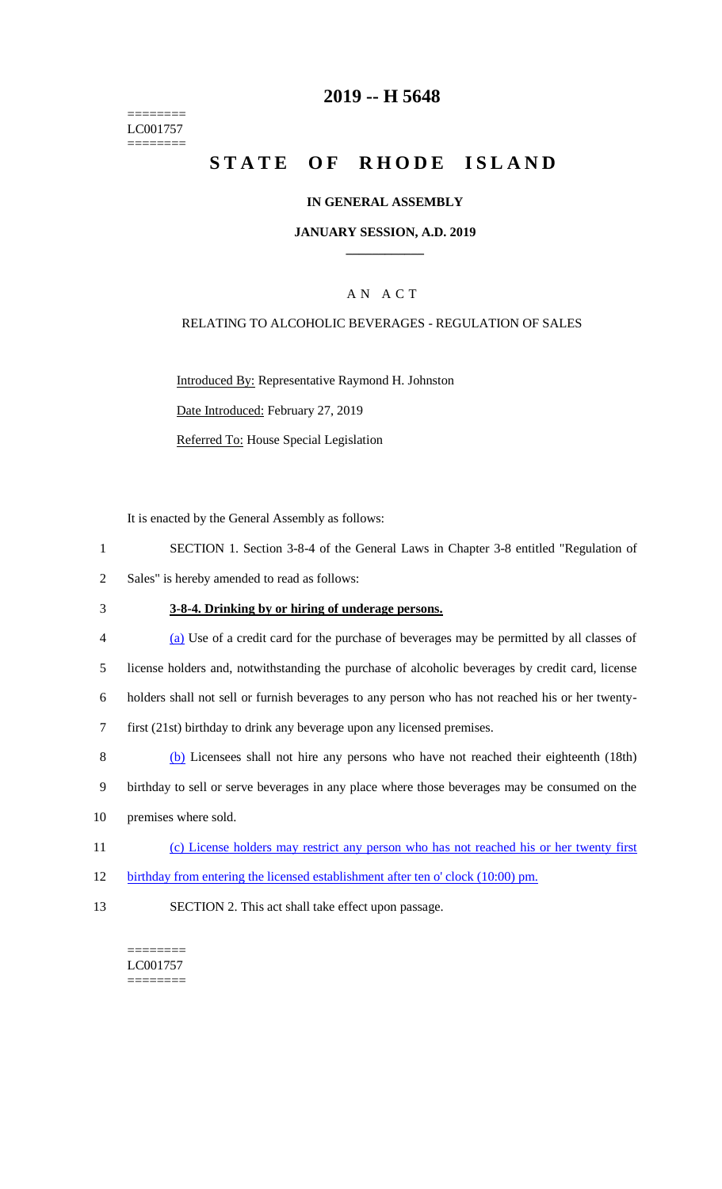========
LC001757
========

# 2019 -- H 5648

# STATE OF RHODE ISLAND

## IN GENERAL ASSEMBLY

### JANUARY SESSION, A.D. 2019

### A N A C T

RELATING TO ALCOHOLIC BEVERAGES - REGULATION OF SALES

Introduced By: Representative Raymond H. Johnston

Date Introduced: February 27, 2019

Referred To: House Special Legislation

It is enacted by the General Assembly as follows:

1 SECTION 1. Section 3-8-4 of the General Laws in Chapter 3-8 entitled "Regulation of
2 Sales" is hereby amended to read as follows:

3 **3-8-4. Drinking by or hiring of underage persons.**

4 (a) Use of a credit card for the purchase of beverages may be permitted by all classes of
5 license holders and, notwithstanding the purchase of alcoholic beverages by credit card, license
6 holders shall not sell or furnish beverages to any person who has not reached his or her twenty-
7 first (21st) birthday to drink any beverage upon any licensed premises.

8 (b) Licensees shall not hire any persons who have not reached their eighteenth (18th)
9 birthday to sell or serve beverages in any place where those beverages may be consumed on the
10 premises where sold.

11 (c) License holders may restrict any person who has not reached his or her twenty first
12 birthday from entering the licensed establishment after ten o' clock (10:00) pm.

13 SECTION 2. This act shall take effect upon passage.

========
LC001757
========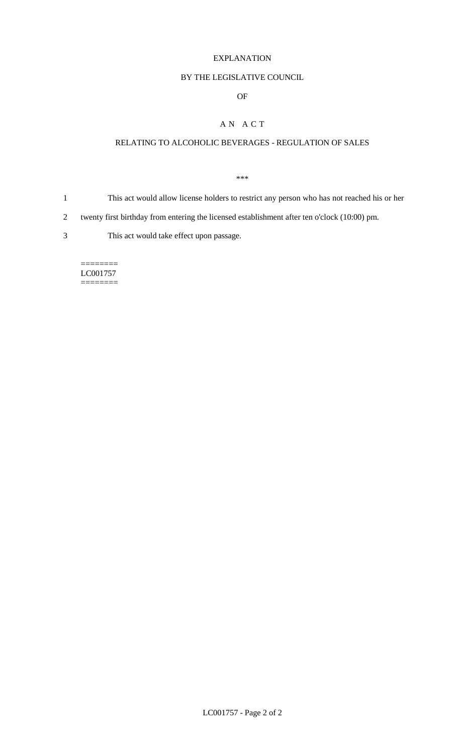EXPLANATION

BY THE LEGISLATIVE COUNCIL

OF

A N A C T

RELATING TO ALCOHOLIC BEVERAGES - REGULATION OF SALES

\*\*\*

1 This act would allow license holders to restrict any person who has not reached his or her

2 twenty first birthday from entering the licensed establishment after ten o'clock (10:00) pm.

3 This act would take effect upon passage.

========
LC001757
========